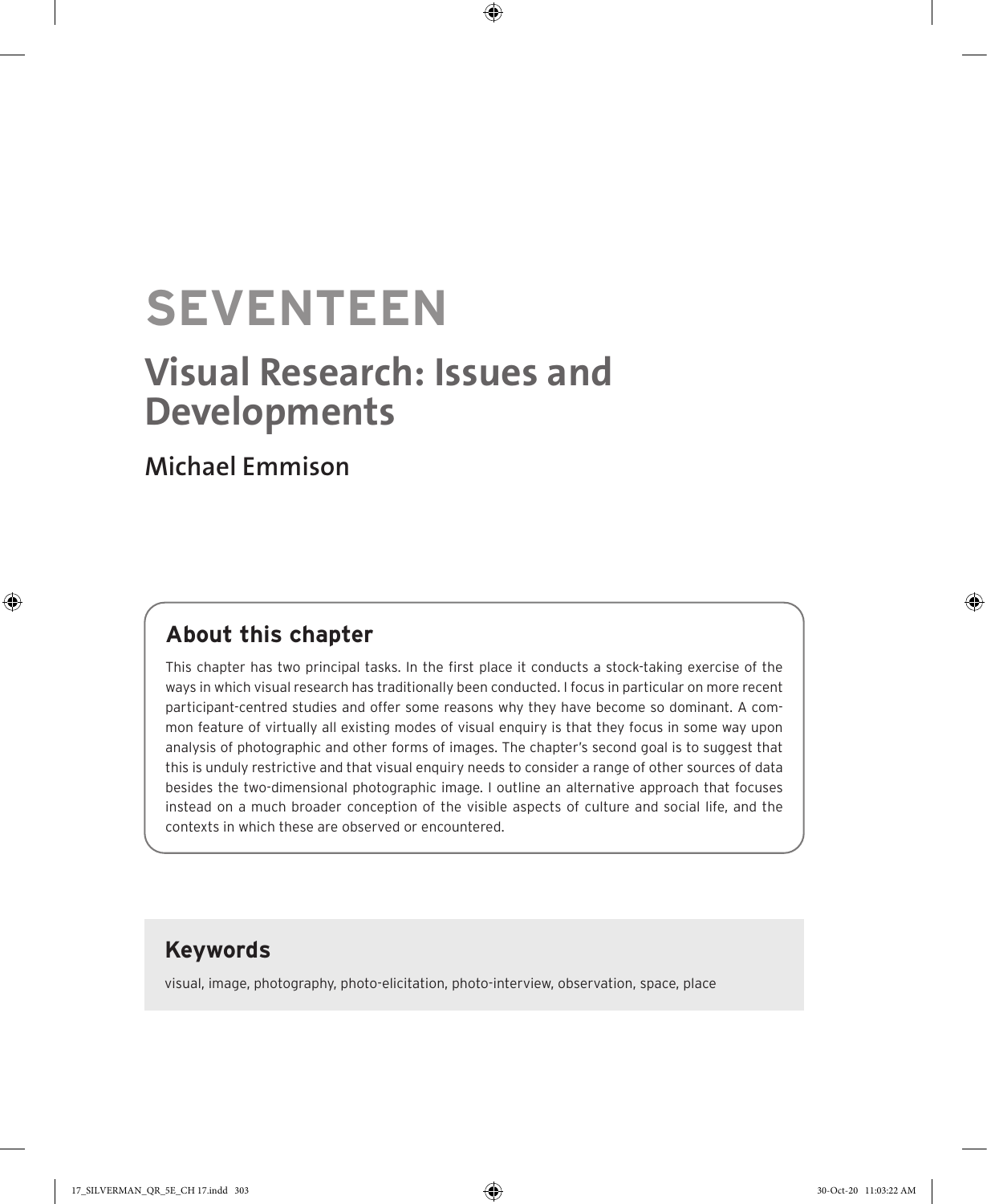# SEVENTEEN

# Visual Research: Issues and Developments

## Michael Emmison

### About this chapter

This chapter has two principal tasks. In the first place it conducts a stock-taking exercise of the ways in which visual research has traditionally been conducted. I focus in particular on more recent participant-centred studies and offer some reasons why they have become so dominant. A common feature of virtually all existing modes of visual enquiry is that they focus in some way upon analysis of photographic and other forms of images. The chapter's second goal is to suggest that this is unduly restrictive and that visual enquiry needs to consider a range of other sources of data besides the two-dimensional photographic image. I outline an alternative approach that focuses instead on a much broader conception of the visible aspects of culture and social life, and the contexts in which these are observed or encountered.

### Keywords

visual, image, photography, photo-elicitation, photo-interview, observation, space, place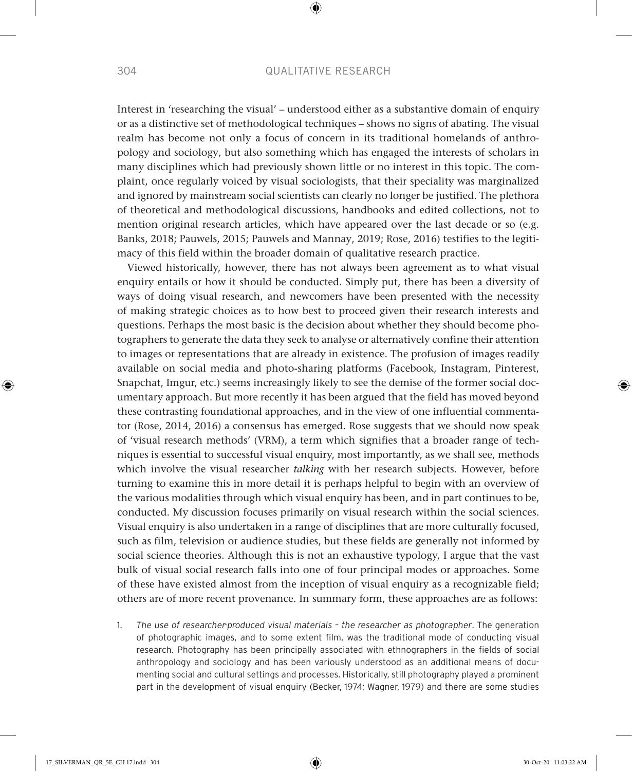Interest in 'researching the visual' – understood either as a substantive domain of enquiry or as a distinctive set of methodological techniques – shows no signs of abating. The visual realm has become not only a focus of concern in its traditional homelands of anthropology and sociology, but also something which has engaged the interests of scholars in many disciplines which had previously shown little or no interest in this topic. The complaint, once regularly voiced by visual sociologists, that their speciality was marginalized and ignored by mainstream social scientists can clearly no longer be justified. The plethora of theoretical and methodological discussions, handbooks and edited collections, not to mention original research articles, which have appeared over the last decade or so (e.g. Banks, 2018; Pauwels, 2015; Pauwels and Mannay, 2019; Rose, 2016) testifies to the legitimacy of this field within the broader domain of qualitative research practice.

Viewed historically, however, there has not always been agreement as to what visual enquiry entails or how it should be conducted. Simply put, there has been a diversity of ways of doing visual research, and newcomers have been presented with the necessity of making strategic choices as to how best to proceed given their research interests and questions. Perhaps the most basic is the decision about whether they should become photographers to generate the data they seek to analyse or alternatively confine their attention to images or representations that are already in existence. The profusion of images readily available on social media and photo-sharing platforms (Facebook, Instagram, Pinterest, Snapchat, Imgur, etc.) seems increasingly likely to see the demise of the former social documentary approach. But more recently it has been argued that the field has moved beyond these contrasting foundational approaches, and in the view of one influential commentator (Rose, 2014, 2016) a consensus has emerged. Rose suggests that we should now speak of 'visual research methods' (VRM), a term which signifies that a broader range of techniques is essential to successful visual enquiry, most importantly, as we shall see, methods which involve the visual researcher *talking* with her research subjects. However, before turning to examine this in more detail it is perhaps helpful to begin with an overview of the various modalities through which visual enquiry has been, and in part continues to be, conducted. My discussion focuses primarily on visual research within the social sciences. Visual enquiry is also undertaken in a range of disciplines that are more culturally focused, such as film, television or audience studies, but these fields are generally not informed by social science theories. Although this is not an exhaustive typology, I argue that the vast bulk of visual social research falls into one of four principal modes or approaches. Some of these have existed almost from the inception of visual enquiry as a recognizable field; others are of more recent provenance. In summary form, these approaches are as follows:

1. *The use of researcher-produced visual materials – the researcher as photographer*. The generation of photographic images, and to some extent film, was the traditional mode of conducting visual research. Photography has been principally associated with ethnographers in the fields of social anthropology and sociology and has been variously understood as an additional means of documenting social and cultural settings and processes. Historically, still photography played a prominent part in the development of visual enquiry (Becker, 1974; Wagner, 1979) and there are some studies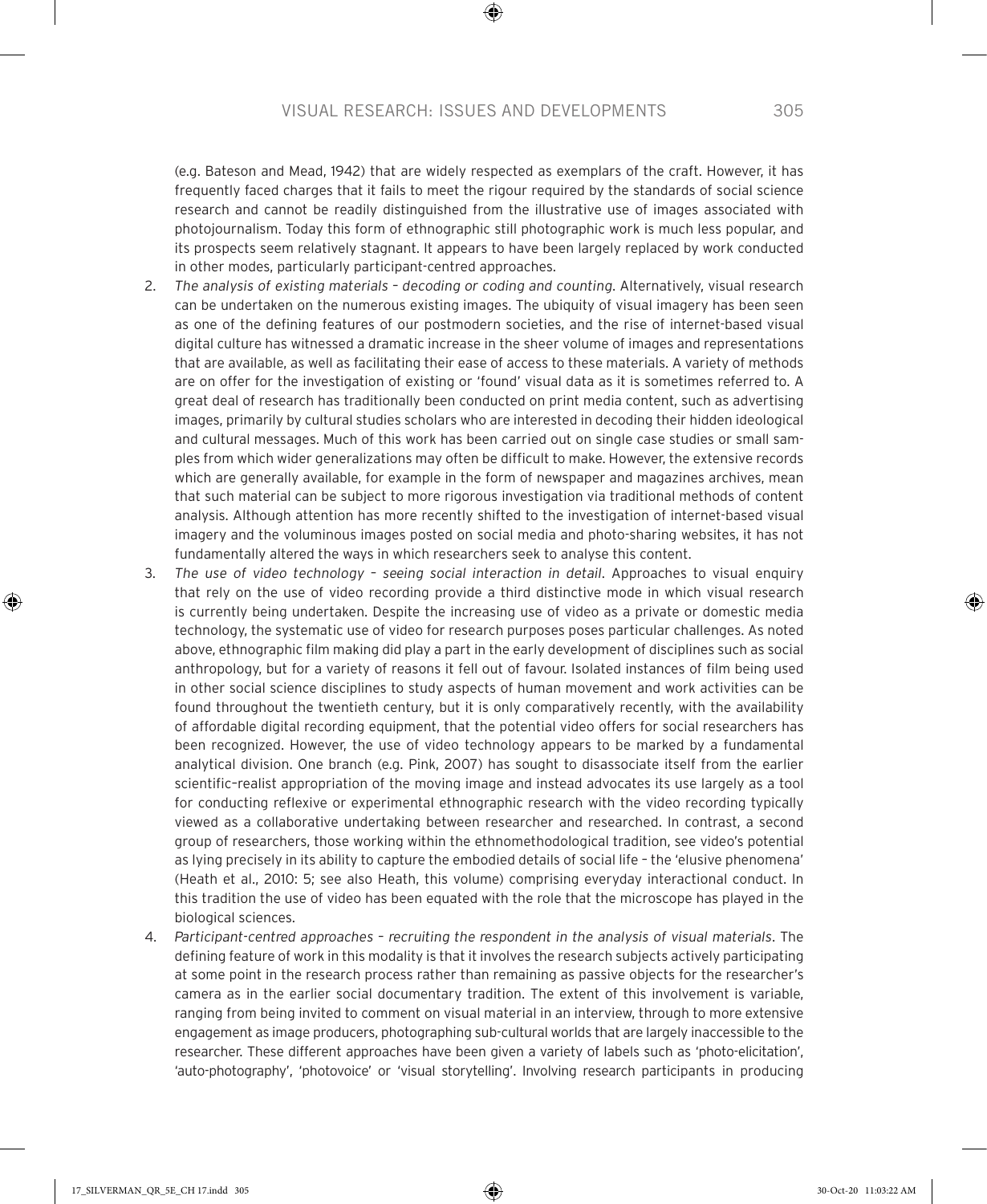(e.g. Bateson and Mead, 1942) that are widely respected as exemplars of the craft. However, it has frequently faced charges that it fails to meet the rigour required by the standards of social science research and cannot be readily distinguished from the illustrative use of images associated with photojournalism. Today this form of ethnographic still photographic work is much less popular, and its prospects seem relatively stagnant. It appears to have been largely replaced by work conducted in other modes, particularly participant-centred approaches.

2. *The analysis of existing materials – decoding or coding and counting.* Alternatively, visual research can be undertaken on the numerous existing images. The ubiquity of visual imagery has been seen as one of the defining features of our postmodern societies, and the rise of internet-based visual digital culture has witnessed a dramatic increase in the sheer volume of images and representations that are available, as well as facilitating their ease of access to these materials. A variety of methods are on offer for the investigation of existing or 'found' visual data as it is sometimes referred to. A great deal of research has traditionally been conducted on print media content, such as advertising images, primarily by cultural studies scholars who are interested in decoding their hidden ideological and cultural messages. Much of this work has been carried out on single case studies or small samples from which wider generalizations may often be difficult to make. However, the extensive records which are generally available, for example in the form of newspaper and magazines archives, mean that such material can be subject to more rigorous investigation via traditional methods of content analysis. Although attention has more recently shifted to the investigation of internet-based visual imagery and the voluminous images posted on social media and photo-sharing websites, it has not fundamentally altered the ways in which researchers seek to analyse this content.
3. *The use of video technology – seeing social interaction in detail.* Approaches to visual enquiry that rely on the use of video recording provide a third distinctive mode in which visual research is currently being undertaken. Despite the increasing use of video as a private or domestic media technology, the systematic use of video for research purposes poses particular challenges. As noted above, ethnographic film making did play a part in the early development of disciplines such as social anthropology, but for a variety of reasons it fell out of favour. Isolated instances of film being used in other social science disciplines to study aspects of human movement and work activities can be found throughout the twentieth century, but it is only comparatively recently, with the availability of affordable digital recording equipment, that the potential video offers for social researchers has been recognized. However, the use of video technology appears to be marked by a fundamental analytical division. One branch (e.g. Pink, 2007) has sought to disassociate itself from the earlier scientific–realist appropriation of the moving image and instead advocates its use largely as a tool for conducting reflexive or experimental ethnographic research with the video recording typically viewed as a collaborative undertaking between researcher and researched. In contrast, a second group of researchers, those working within the ethnomethodological tradition, see video's potential as lying precisely in its ability to capture the embodied details of social life – the 'elusive phenomena' (Heath et al., 2010: 5; see also Heath, this volume) comprising everyday interactional conduct. In this tradition the use of video has been equated with the role that the microscope has played in the biological sciences.
4. *Participant-centred approaches – recruiting the respondent in the analysis of visual materials.* The defining feature of work in this modality is that it involves the research subjects actively participating at some point in the research process rather than remaining as passive objects for the researcher's camera as in the earlier social documentary tradition. The extent of this involvement is variable, ranging from being invited to comment on visual material in an interview, through to more extensive engagement as image producers, photographing sub-cultural worlds that are largely inaccessible to the researcher. These different approaches have been given a variety of labels such as 'photo-elicitation', 'auto-photography', 'photovoice' or 'visual storytelling'. Involving research participants in producing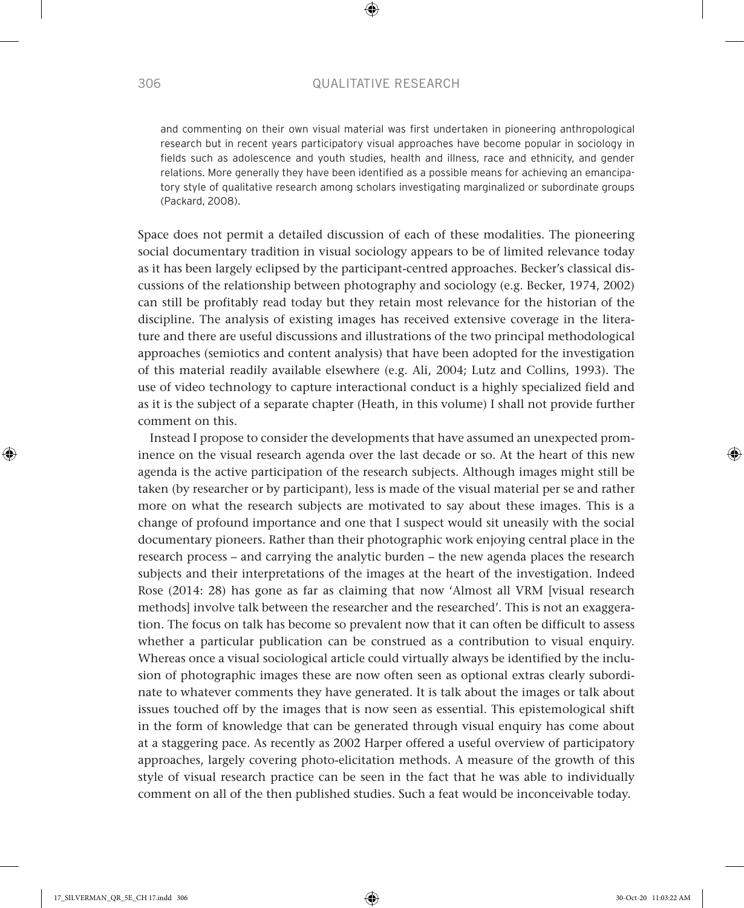and commenting on their own visual material was first undertaken in pioneering anthropological research but in recent years participatory visual approaches have become popular in sociology in fields such as adolescence and youth studies, health and illness, race and ethnicity, and gender relations. More generally they have been identified as a possible means for achieving an emancipatory style of qualitative research among scholars investigating marginalized or subordinate groups (Packard, 2008).

Space does not permit a detailed discussion of each of these modalities. The pioneering social documentary tradition in visual sociology appears to be of limited relevance today as it has been largely eclipsed by the participant-centred approaches. Becker's classical discussions of the relationship between photography and sociology (e.g. Becker, 1974, 2002) can still be profitably read today but they retain most relevance for the historian of the discipline. The analysis of existing images has received extensive coverage in the literature and there are useful discussions and illustrations of the two principal methodological approaches (semiotics and content analysis) that have been adopted for the investigation of this material readily available elsewhere (e.g. Ali, 2004; Lutz and Collins, 1993). The use of video technology to capture interactional conduct is a highly specialized field and as it is the subject of a separate chapter (Heath, in this volume) I shall not provide further comment on this.

Instead I propose to consider the developments that have assumed an unexpected prominence on the visual research agenda over the last decade or so. At the heart of this new agenda is the active participation of the research subjects. Although images might still be taken (by researcher or by participant), less is made of the visual material per se and rather more on what the research subjects are motivated to say about these images. This is a change of profound importance and one that I suspect would sit uneasily with the social documentary pioneers. Rather than their photographic work enjoying central place in the research process – and carrying the analytic burden – the new agenda places the research subjects and their interpretations of the images at the heart of the investigation. Indeed Rose (2014: 28) has gone as far as claiming that now 'Almost all VRM [visual research methods] involve talk between the researcher and the researched'. This is not an exaggeration. The focus on talk has become so prevalent now that it can often be difficult to assess whether a particular publication can be construed as a contribution to visual enquiry. Whereas once a visual sociological article could virtually always be identified by the inclusion of photographic images these are now often seen as optional extras clearly subordinate to whatever comments they have generated. It is talk about the images or talk about issues touched off by the images that is now seen as essential. This epistemological shift in the form of knowledge that can be generated through visual enquiry has come about at a staggering pace. As recently as 2002 Harper offered a useful overview of participatory approaches, largely covering photo-elicitation methods. A measure of the growth of this style of visual research practice can be seen in the fact that he was able to individually comment on all of the then published studies. Such a feat would be inconceivable today.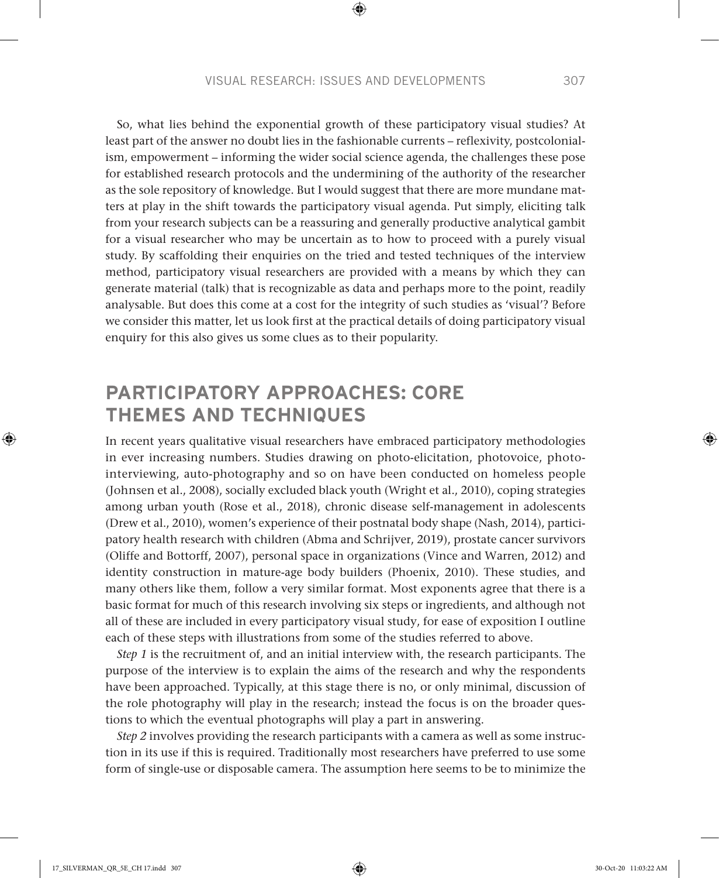So, what lies behind the exponential growth of these participatory visual studies? At least part of the answer no doubt lies in the fashionable currents – reflexivity, postcolonialism, empowerment – informing the wider social science agenda, the challenges these pose for established research protocols and the undermining of the authority of the researcher as the sole repository of knowledge. But I would suggest that there are more mundane matters at play in the shift towards the participatory visual agenda. Put simply, eliciting talk from your research subjects can be a reassuring and generally productive analytical gambit for a visual researcher who may be uncertain as to how to proceed with a purely visual study. By scaffolding their enquiries on the tried and tested techniques of the interview method, participatory visual researchers are provided with a means by which they can generate material (talk) that is recognizable as data and perhaps more to the point, readily analysable. But does this come at a cost for the integrity of such studies as 'visual'? Before we consider this matter, let us look first at the practical details of doing participatory visual enquiry for this also gives us some clues as to their popularity.

## PARTICIPATORY APPROACHES: CORE THEMES AND TECHNIQUES

In recent years qualitative visual researchers have embraced participatory methodologies in ever increasing numbers. Studies drawing on photo-elicitation, photovoice, photo-interviewing, auto-photography and so on have been conducted on homeless people (Johnsen et al., 2008), socially excluded black youth (Wright et al., 2010), coping strategies among urban youth (Rose et al., 2018), chronic disease self-management in adolescents (Drew et al., 2010), women's experience of their postnatal body shape (Nash, 2014), participatory health research with children (Abma and Schrijver, 2019), prostate cancer survivors (Oliffe and Bottorff, 2007), personal space in organizations (Vince and Warren, 2012) and identity construction in mature-age body builders (Phoenix, 2010). These studies, and many others like them, follow a very similar format. Most exponents agree that there is a basic format for much of this research involving six steps or ingredients, and although not all of these are included in every participatory visual study, for ease of exposition I outline each of these steps with illustrations from some of the studies referred to above.

*Step 1* is the recruitment of, and an initial interview with, the research participants. The purpose of the interview is to explain the aims of the research and why the respondents have been approached. Typically, at this stage there is no, or only minimal, discussion of the role photography will play in the research; instead the focus is on the broader questions to which the eventual photographs will play a part in answering.

*Step 2* involves providing the research participants with a camera as well as some instruction in its use if this is required. Traditionally most researchers have preferred to use some form of single-use or disposable camera. The assumption here seems to be to minimize the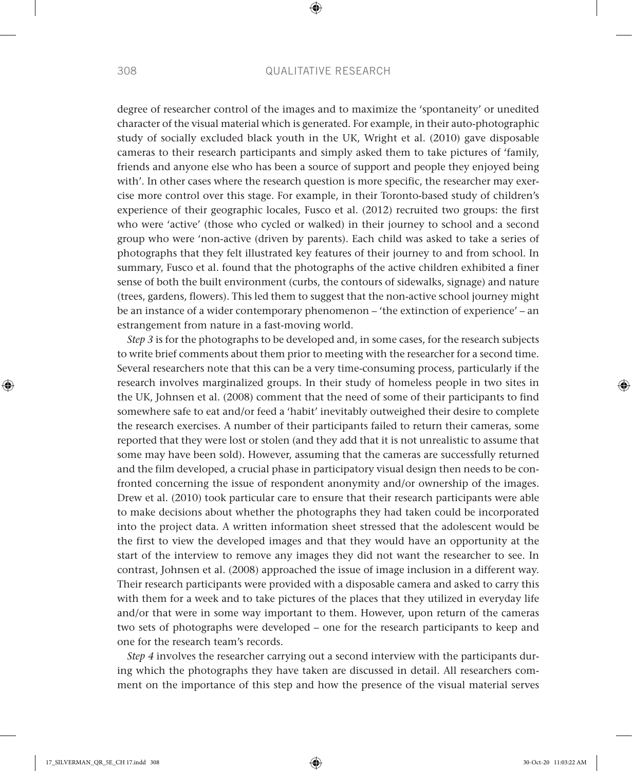degree of researcher control of the images and to maximize the 'spontaneity' or unedited character of the visual material which is generated. For example, in their auto-photographic study of socially excluded black youth in the UK, Wright et al. (2010) gave disposable cameras to their research participants and simply asked them to take pictures of 'family, friends and anyone else who has been a source of support and people they enjoyed being with'. In other cases where the research question is more specific, the researcher may exercise more control over this stage. For example, in their Toronto-based study of children's experience of their geographic locales, Fusco et al. (2012) recruited two groups: the first who were 'active' (those who cycled or walked) in their journey to school and a second group who were 'non-active (driven by parents). Each child was asked to take a series of photographs that they felt illustrated key features of their journey to and from school. In summary, Fusco et al. found that the photographs of the active children exhibited a finer sense of both the built environment (curbs, the contours of sidewalks, signage) and nature (trees, gardens, flowers). This led them to suggest that the non-active school journey might be an instance of a wider contemporary phenomenon – 'the extinction of experience' – an estrangement from nature in a fast-moving world.

*Step 3* is for the photographs to be developed and, in some cases, for the research subjects to write brief comments about them prior to meeting with the researcher for a second time. Several researchers note that this can be a very time-consuming process, particularly if the research involves marginalized groups. In their study of homeless people in two sites in the UK, Johnsen et al. (2008) comment that the need of some of their participants to find somewhere safe to eat and/or feed a 'habit' inevitably outweighed their desire to complete the research exercises. A number of their participants failed to return their cameras, some reported that they were lost or stolen (and they add that it is not unrealistic to assume that some may have been sold). However, assuming that the cameras are successfully returned and the film developed, a crucial phase in participatory visual design then needs to be confronted concerning the issue of respondent anonymity and/or ownership of the images. Drew et al. (2010) took particular care to ensure that their research participants were able to make decisions about whether the photographs they had taken could be incorporated into the project data. A written information sheet stressed that the adolescent would be the first to view the developed images and that they would have an opportunity at the start of the interview to remove any images they did not want the researcher to see. In contrast, Johnsen et al. (2008) approached the issue of image inclusion in a different way. Their research participants were provided with a disposable camera and asked to carry this with them for a week and to take pictures of the places that they utilized in everyday life and/or that were in some way important to them. However, upon return of the cameras two sets of photographs were developed – one for the research participants to keep and one for the research team's records.

*Step 4* involves the researcher carrying out a second interview with the participants during which the photographs they have taken are discussed in detail. All researchers comment on the importance of this step and how the presence of the visual material serves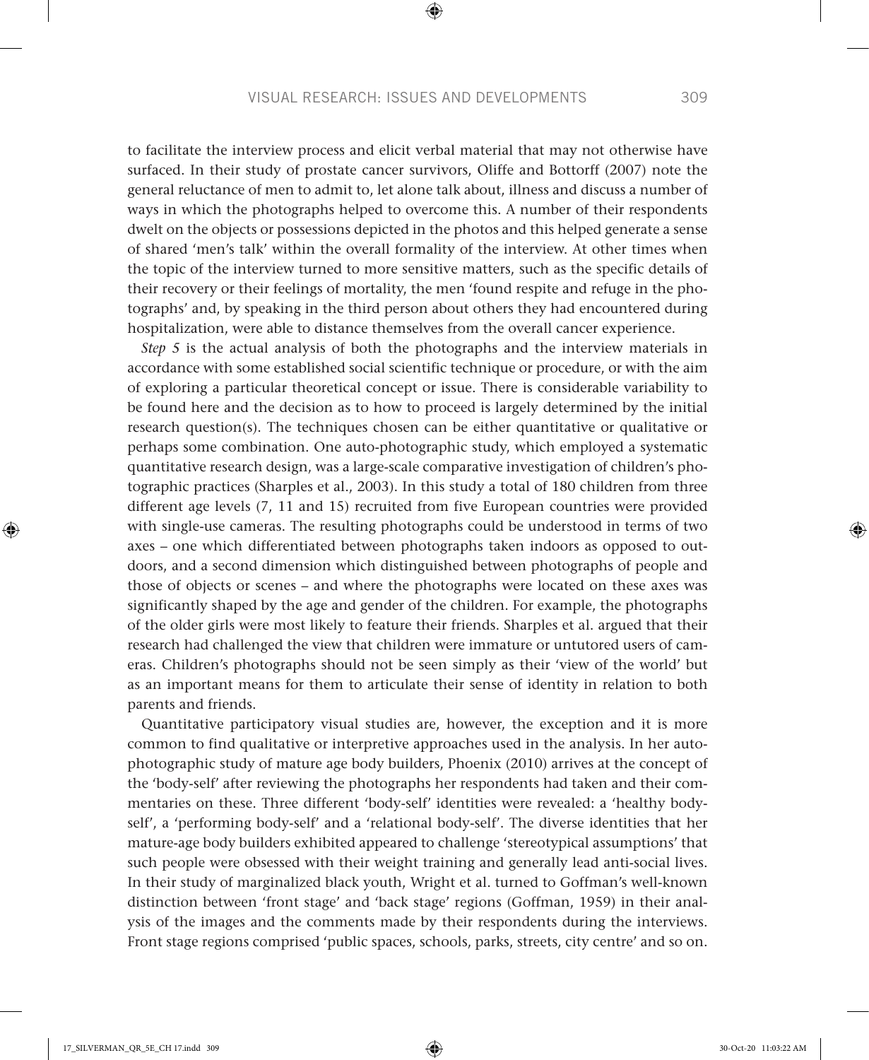to facilitate the interview process and elicit verbal material that may not otherwise have surfaced. In their study of prostate cancer survivors, Oliffe and Bottorff (2007) note the general reluctance of men to admit to, let alone talk about, illness and discuss a number of ways in which the photographs helped to overcome this. A number of their respondents dwelt on the objects or possessions depicted in the photos and this helped generate a sense of shared 'men's talk' within the overall formality of the interview. At other times when the topic of the interview turned to more sensitive matters, such as the specific details of their recovery or their feelings of mortality, the men 'found respite and refuge in the photographs' and, by speaking in the third person about others they had encountered during hospitalization, were able to distance themselves from the overall cancer experience.

*Step 5* is the actual analysis of both the photographs and the interview materials in accordance with some established social scientific technique or procedure, or with the aim of exploring a particular theoretical concept or issue. There is considerable variability to be found here and the decision as to how to proceed is largely determined by the initial research question(s). The techniques chosen can be either quantitative or qualitative or perhaps some combination. One auto-photographic study, which employed a systematic quantitative research design, was a large-scale comparative investigation of children's photographic practices (Sharples et al., 2003). In this study a total of 180 children from three different age levels (7, 11 and 15) recruited from five European countries were provided with single-use cameras. The resulting photographs could be understood in terms of two axes – one which differentiated between photographs taken indoors as opposed to outdoors, and a second dimension which distinguished between photographs of people and those of objects or scenes – and where the photographs were located on these axes was significantly shaped by the age and gender of the children. For example, the photographs of the older girls were most likely to feature their friends. Sharples et al. argued that their research had challenged the view that children were immature or untutored users of cameras. Children's photographs should not be seen simply as their 'view of the world' but as an important means for them to articulate their sense of identity in relation to both parents and friends.

Quantitative participatory visual studies are, however, the exception and it is more common to find qualitative or interpretive approaches used in the analysis. In her auto-photographic study of mature age body builders, Phoenix (2010) arrives at the concept of the 'body-self' after reviewing the photographs her respondents had taken and their commentaries on these. Three different 'body-self' identities were revealed: a 'healthy body-self', a 'performing body-self' and a 'relational body-self'. The diverse identities that her mature-age body builders exhibited appeared to challenge 'stereotypical assumptions' that such people were obsessed with their weight training and generally lead anti-social lives. In their study of marginalized black youth, Wright et al. turned to Goffman's well-known distinction between 'front stage' and 'back stage' regions (Goffman, 1959) in their analysis of the images and the comments made by their respondents during the interviews. Front stage regions comprised 'public spaces, schools, parks, streets, city centre' and so on.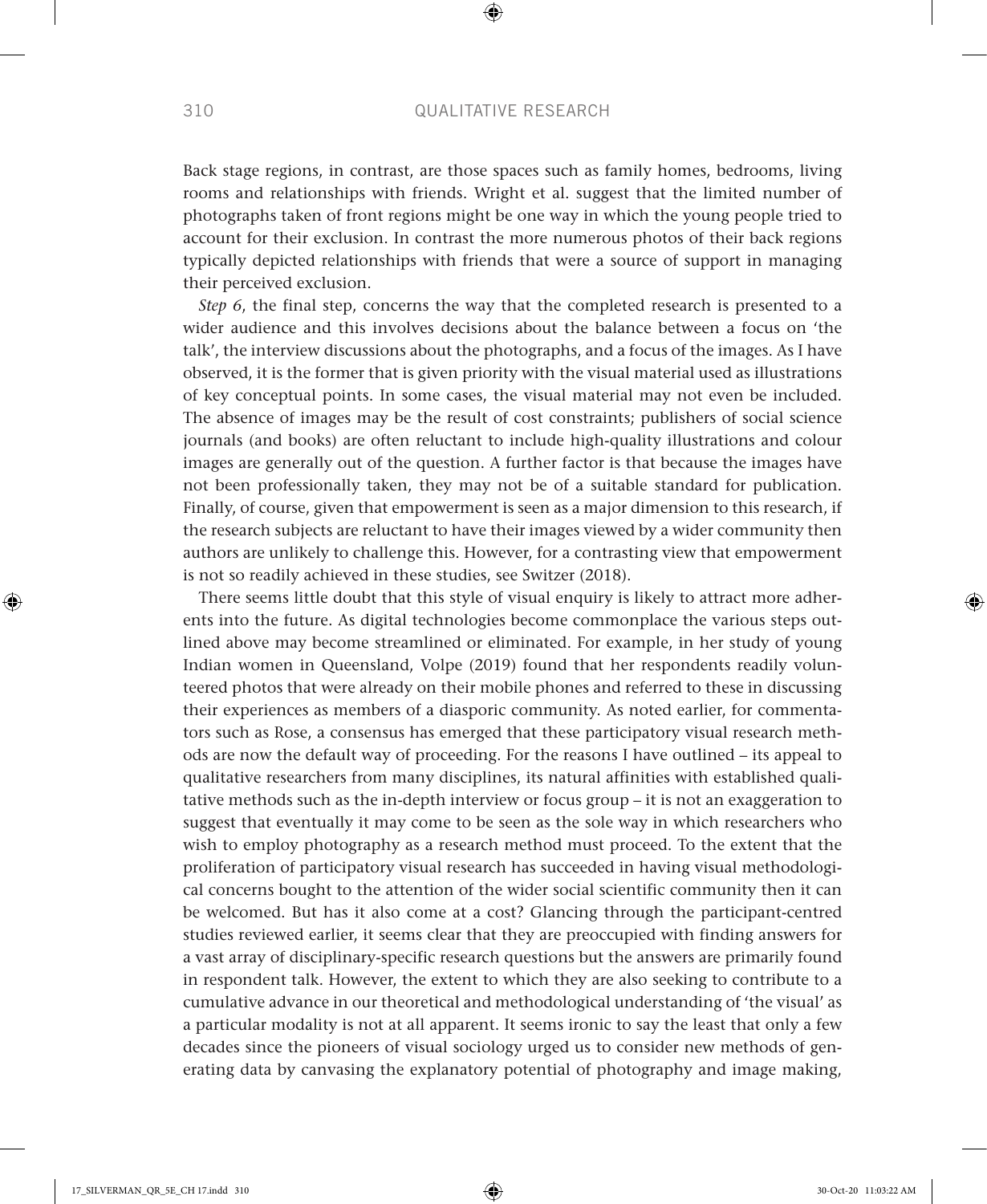Back stage regions, in contrast, are those spaces such as family homes, bedrooms, living rooms and relationships with friends. Wright et al. suggest that the limited number of photographs taken of front regions might be one way in which the young people tried to account for their exclusion. In contrast the more numerous photos of their back regions typically depicted relationships with friends that were a source of support in managing their perceived exclusion.

*Step 6*, the final step, concerns the way that the completed research is presented to a wider audience and this involves decisions about the balance between a focus on 'the talk', the interview discussions about the photographs, and a focus of the images. As I have observed, it is the former that is given priority with the visual material used as illustrations of key conceptual points. In some cases, the visual material may not even be included. The absence of images may be the result of cost constraints; publishers of social science journals (and books) are often reluctant to include high-quality illustrations and colour images are generally out of the question. A further factor is that because the images have not been professionally taken, they may not be of a suitable standard for publication. Finally, of course, given that empowerment is seen as a major dimension to this research, if the research subjects are reluctant to have their images viewed by a wider community then authors are unlikely to challenge this. However, for a contrasting view that empowerment is not so readily achieved in these studies, see Switzer (2018).

There seems little doubt that this style of visual enquiry is likely to attract more adherents into the future. As digital technologies become commonplace the various steps outlined above may become streamlined or eliminated. For example, in her study of young Indian women in Queensland, Volpe (2019) found that her respondents readily volunteered photos that were already on their mobile phones and referred to these in discussing their experiences as members of a diasporic community. As noted earlier, for commentators such as Rose, a consensus has emerged that these participatory visual research methods are now the default way of proceeding. For the reasons I have outlined – its appeal to qualitative researchers from many disciplines, its natural affinities with established qualitative methods such as the in-depth interview or focus group – it is not an exaggeration to suggest that eventually it may come to be seen as the sole way in which researchers who wish to employ photography as a research method must proceed. To the extent that the proliferation of participatory visual research has succeeded in having visual methodological concerns bought to the attention of the wider social scientific community then it can be welcomed. But has it also come at a cost? Glancing through the participant-centred studies reviewed earlier, it seems clear that they are preoccupied with finding answers for a vast array of disciplinary-specific research questions but the answers are primarily found in respondent talk. However, the extent to which they are also seeking to contribute to a cumulative advance in our theoretical and methodological understanding of 'the visual' as a particular modality is not at all apparent. It seems ironic to say the least that only a few decades since the pioneers of visual sociology urged us to consider new methods of generating data by canvasing the explanatory potential of photography and image making,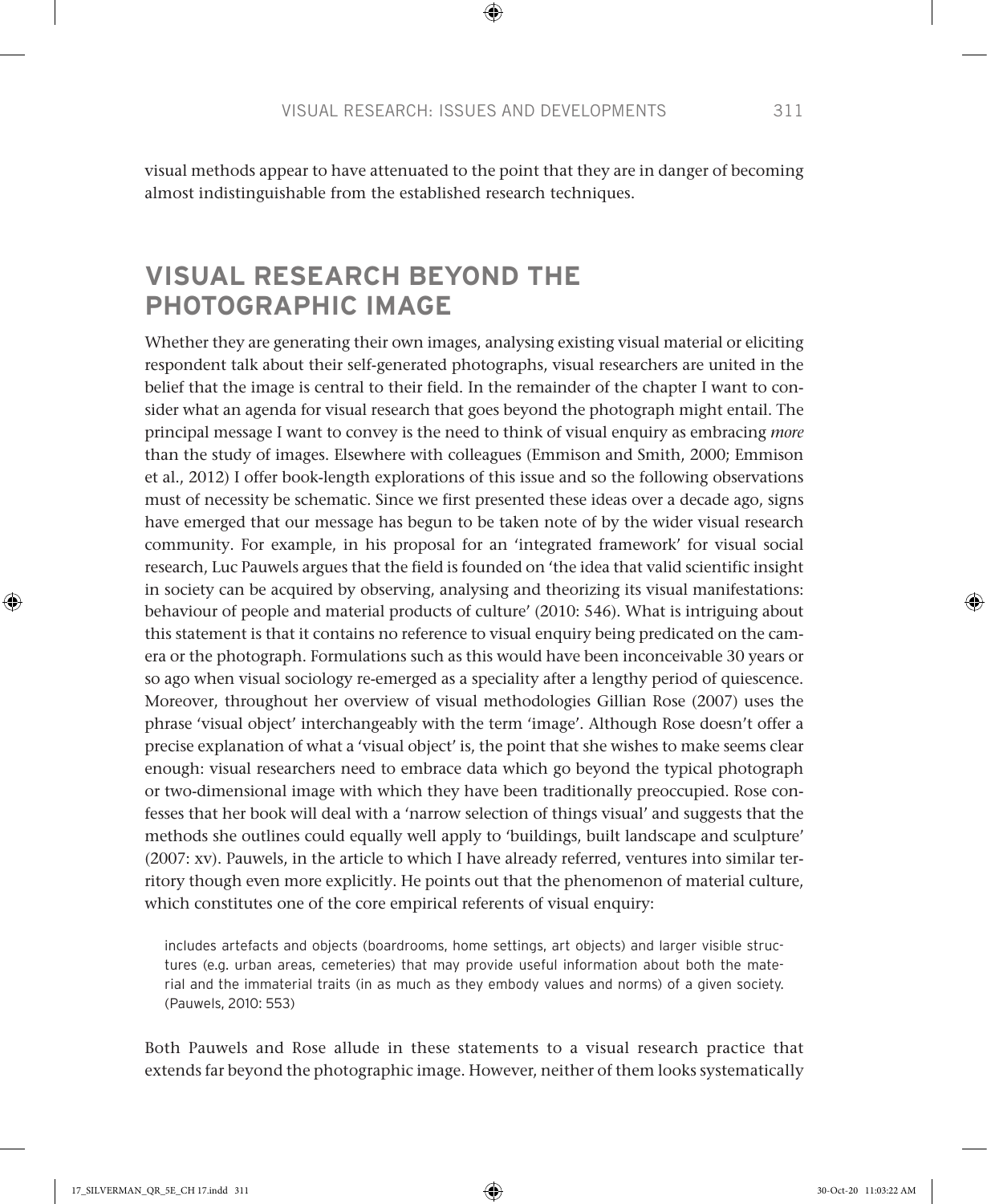visual methods appear to have attenuated to the point that they are in danger of becoming almost indistinguishable from the established research techniques.

## VISUAL RESEARCH BEYOND THE PHOTOGRAPHIC IMAGE

Whether they are generating their own images, analysing existing visual material or eliciting respondent talk about their self-generated photographs, visual researchers are united in the belief that the image is central to their field. In the remainder of the chapter I want to consider what an agenda for visual research that goes beyond the photograph might entail. The principal message I want to convey is the need to think of visual enquiry as embracing *more* than the study of images. Elsewhere with colleagues (Emmison and Smith, 2000; Emmison et al., 2012) I offer book-length explorations of this issue and so the following observations must of necessity be schematic. Since we first presented these ideas over a decade ago, signs have emerged that our message has begun to be taken note of by the wider visual research community. For example, in his proposal for an 'integrated framework' for visual social research, Luc Pauwels argues that the field is founded on 'the idea that valid scientific insight in society can be acquired by observing, analysing and theorizing its visual manifestations: behaviour of people and material products of culture' (2010: 546). What is intriguing about this statement is that it contains no reference to visual enquiry being predicated on the camera or the photograph. Formulations such as this would have been inconceivable 30 years or so ago when visual sociology re-emerged as a speciality after a lengthy period of quiescence. Moreover, throughout her overview of visual methodologies Gillian Rose (2007) uses the phrase 'visual object' interchangeably with the term 'image'. Although Rose doesn't offer a precise explanation of what a 'visual object' is, the point that she wishes to make seems clear enough: visual researchers need to embrace data which go beyond the typical photograph or two-dimensional image with which they have been traditionally preoccupied. Rose confesses that her book will deal with a 'narrow selection of things visual' and suggests that the methods she outlines could equally well apply to 'buildings, built landscape and sculpture' (2007: xv). Pauwels, in the article to which I have already referred, ventures into similar territory though even more explicitly. He points out that the phenomenon of material culture, which constitutes one of the core empirical referents of visual enquiry:

> includes artefacts and objects (boardrooms, home settings, art objects) and larger visible structures (e.g. urban areas, cemeteries) that may provide useful information about both the material and the immaterial traits (in as much as they embody values and norms) of a given society. (Pauwels, 2010: 553)

Both Pauwels and Rose allude in these statements to a visual research practice that extends far beyond the photographic image. However, neither of them looks systematically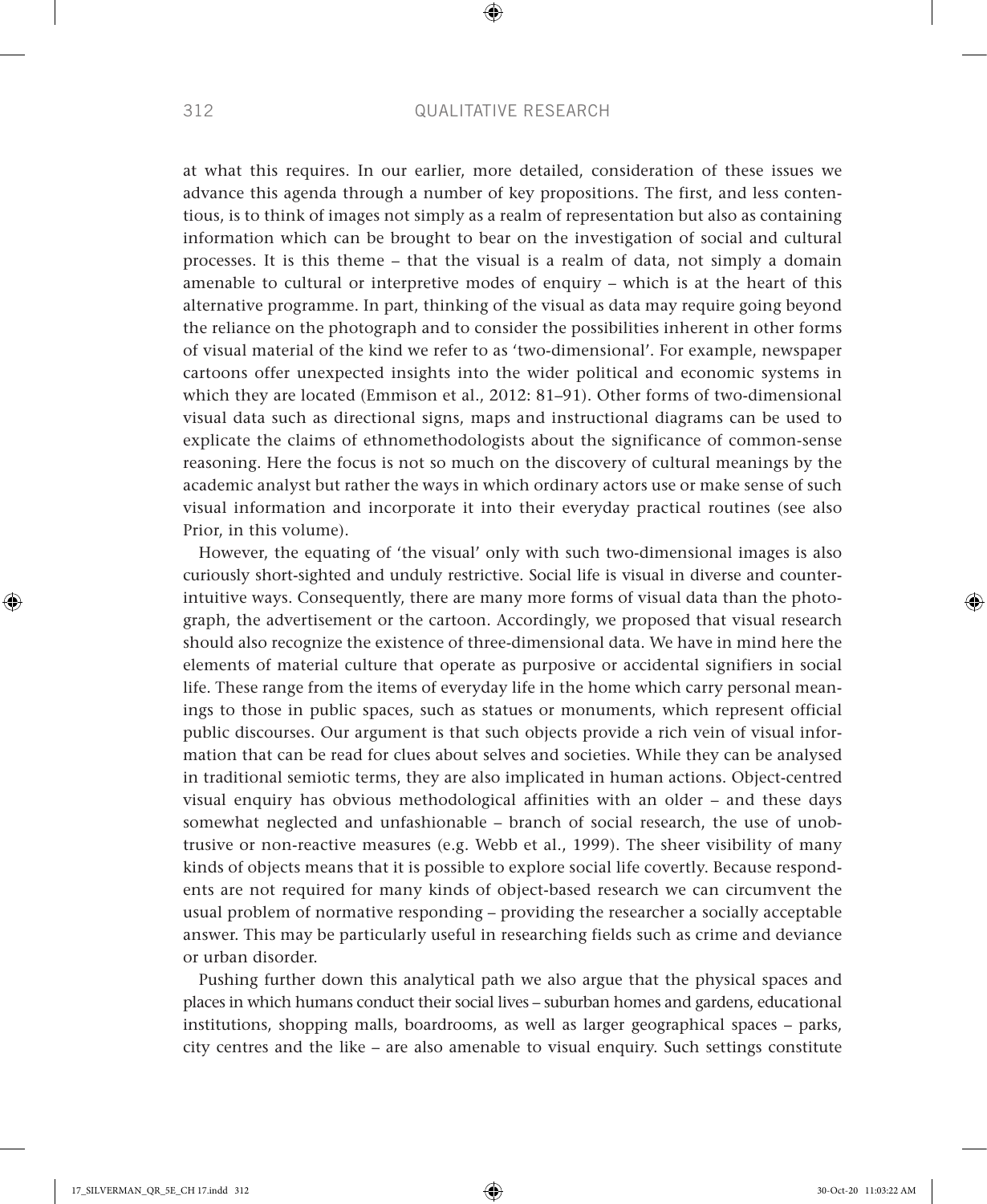at what this requires. In our earlier, more detailed, consideration of these issues we advance this agenda through a number of key propositions. The first, and less contentious, is to think of images not simply as a realm of representation but also as containing information which can be brought to bear on the investigation of social and cultural processes. It is this theme – that the visual is a realm of data, not simply a domain amenable to cultural or interpretive modes of enquiry – which is at the heart of this alternative programme. In part, thinking of the visual as data may require going beyond the reliance on the photograph and to consider the possibilities inherent in other forms of visual material of the kind we refer to as 'two-dimensional'. For example, newspaper cartoons offer unexpected insights into the wider political and economic systems in which they are located (Emmison et al., 2012: 81–91). Other forms of two-dimensional visual data such as directional signs, maps and instructional diagrams can be used to explicate the claims of ethnomethodologists about the significance of common-sense reasoning. Here the focus is not so much on the discovery of cultural meanings by the academic analyst but rather the ways in which ordinary actors use or make sense of such visual information and incorporate it into their everyday practical routines (see also Prior, in this volume).

However, the equating of 'the visual' only with such two-dimensional images is also curiously short-sighted and unduly restrictive. Social life is visual in diverse and counter-intuitive ways. Consequently, there are many more forms of visual data than the photograph, the advertisement or the cartoon. Accordingly, we proposed that visual research should also recognize the existence of three-dimensional data. We have in mind here the elements of material culture that operate as purposive or accidental signifiers in social life. These range from the items of everyday life in the home which carry personal meanings to those in public spaces, such as statues or monuments, which represent official public discourses. Our argument is that such objects provide a rich vein of visual information that can be read for clues about selves and societies. While they can be analysed in traditional semiotic terms, they are also implicated in human actions. Object-centred visual enquiry has obvious methodological affinities with an older – and these days somewhat neglected and unfashionable – branch of social research, the use of unobtrusive or non-reactive measures (e.g. Webb et al., 1999). The sheer visibility of many kinds of objects means that it is possible to explore social life covertly. Because respondents are not required for many kinds of object-based research we can circumvent the usual problem of normative responding – providing the researcher a socially acceptable answer. This may be particularly useful in researching fields such as crime and deviance or urban disorder.

Pushing further down this analytical path we also argue that the physical spaces and places in which humans conduct their social lives – suburban homes and gardens, educational institutions, shopping malls, boardrooms, as well as larger geographical spaces – parks, city centres and the like – are also amenable to visual enquiry. Such settings constitute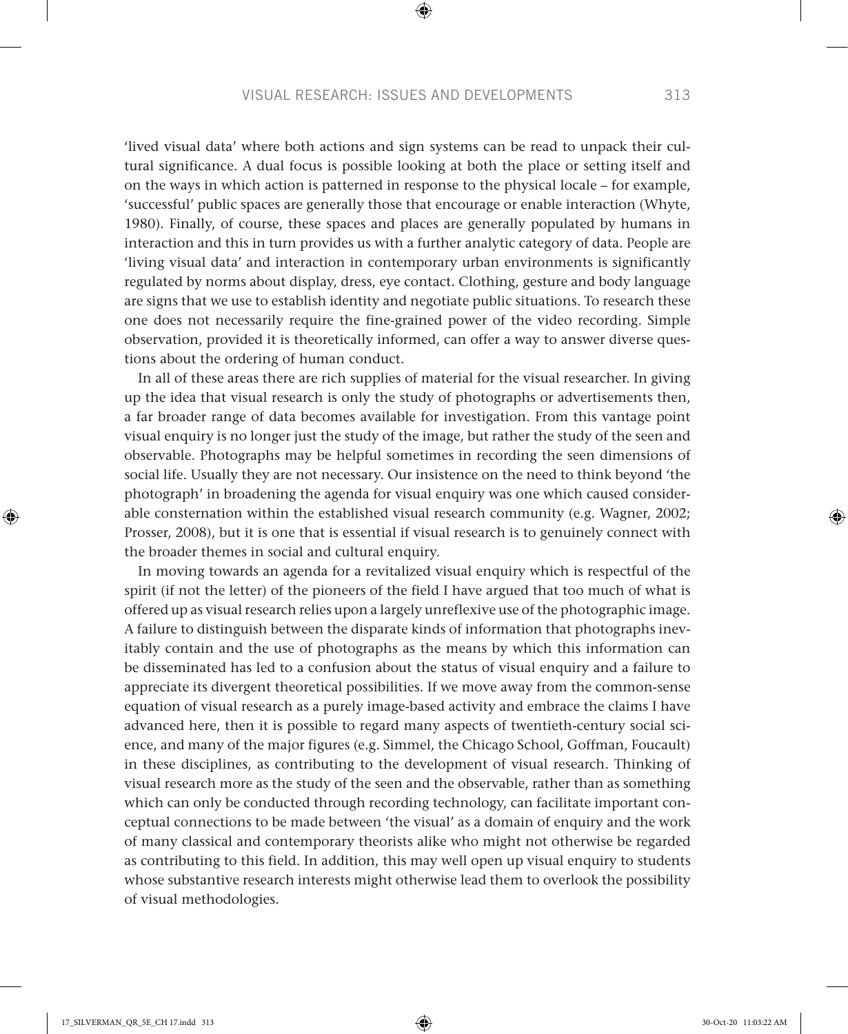'lived visual data' where both actions and sign systems can be read to unpack their cultural significance. A dual focus is possible looking at both the place or setting itself and on the ways in which action is patterned in response to the physical locale – for example, 'successful' public spaces are generally those that encourage or enable interaction (Whyte, 1980). Finally, of course, these spaces and places are generally populated by humans in interaction and this in turn provides us with a further analytic category of data. People are 'living visual data' and interaction in contemporary urban environments is significantly regulated by norms about display, dress, eye contact. Clothing, gesture and body language are signs that we use to establish identity and negotiate public situations. To research these one does not necessarily require the fine-grained power of the video recording. Simple observation, provided it is theoretically informed, can offer a way to answer diverse questions about the ordering of human conduct.

In all of these areas there are rich supplies of material for the visual researcher. In giving up the idea that visual research is only the study of photographs or advertisements then, a far broader range of data becomes available for investigation. From this vantage point visual enquiry is no longer just the study of the image, but rather the study of the seen and observable. Photographs may be helpful sometimes in recording the seen dimensions of social life. Usually they are not necessary. Our insistence on the need to think beyond 'the photograph' in broadening the agenda for visual enquiry was one which caused considerable consternation within the established visual research community (e.g. Wagner, 2002; Prosser, 2008), but it is one that is essential if visual research is to genuinely connect with the broader themes in social and cultural enquiry.

In moving towards an agenda for a revitalized visual enquiry which is respectful of the spirit (if not the letter) of the pioneers of the field I have argued that too much of what is offered up as visual research relies upon a largely unreflexive use of the photographic image. A failure to distinguish between the disparate kinds of information that photographs inevitably contain and the use of photographs as the means by which this information can be disseminated has led to a confusion about the status of visual enquiry and a failure to appreciate its divergent theoretical possibilities. If we move away from the common-sense equation of visual research as a purely image-based activity and embrace the claims I have advanced here, then it is possible to regard many aspects of twentieth-century social science, and many of the major figures (e.g. Simmel, the Chicago School, Goffman, Foucault) in these disciplines, as contributing to the development of visual research. Thinking of visual research more as the study of the seen and the observable, rather than as something which can only be conducted through recording technology, can facilitate important conceptual connections to be made between 'the visual' as a domain of enquiry and the work of many classical and contemporary theorists alike who might not otherwise be regarded as contributing to this field. In addition, this may well open up visual enquiry to students whose substantive research interests might otherwise lead them to overlook the possibility of visual methodologies.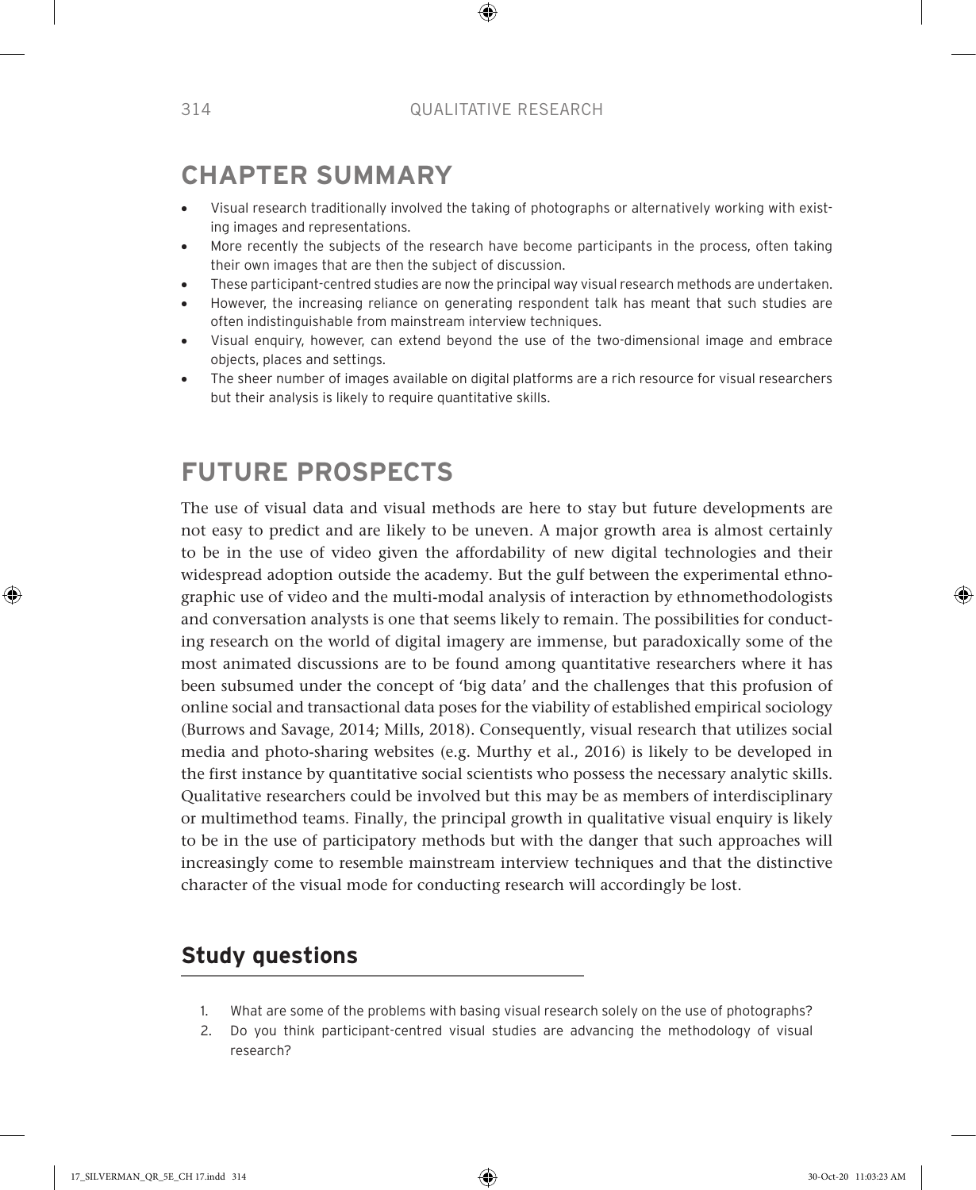## CHAPTER SUMMARY

- Visual research traditionally involved the taking of photographs or alternatively working with existing images and representations.
- More recently the subjects of the research have become participants in the process, often taking their own images that are then the subject of discussion.
- These participant-centred studies are now the principal way visual research methods are undertaken.
- However, the increasing reliance on generating respondent talk has meant that such studies are often indistinguishable from mainstream interview techniques.
- Visual enquiry, however, can extend beyond the use of the two-dimensional image and embrace objects, places and settings.
- The sheer number of images available on digital platforms are a rich resource for visual researchers but their analysis is likely to require quantitative skills.

## FUTURE PROSPECTS

The use of visual data and visual methods are here to stay but future developments are not easy to predict and are likely to be uneven. A major growth area is almost certainly to be in the use of video given the affordability of new digital technologies and their widespread adoption outside the academy. But the gulf between the experimental ethnographic use of video and the multi-modal analysis of interaction by ethnomethodologists and conversation analysts is one that seems likely to remain. The possibilities for conducting research on the world of digital imagery are immense, but paradoxically some of the most animated discussions are to be found among quantitative researchers where it has been subsumed under the concept of 'big data' and the challenges that this profusion of online social and transactional data poses for the viability of established empirical sociology (Burrows and Savage, 2014; Mills, 2018). Consequently, visual research that utilizes social media and photo-sharing websites (e.g. Murthy et al., 2016) is likely to be developed in the first instance by quantitative social scientists who possess the necessary analytic skills. Qualitative researchers could be involved but this may be as members of interdisciplinary or multimethod teams. Finally, the principal growth in qualitative visual enquiry is likely to be in the use of participatory methods but with the danger that such approaches will increasingly come to resemble mainstream interview techniques and that the distinctive character of the visual mode for conducting research will accordingly be lost.

### Study questions

1. What are some of the problems with basing visual research solely on the use of photographs?
2. Do you think participant-centred visual studies are advancing the methodology of visual research?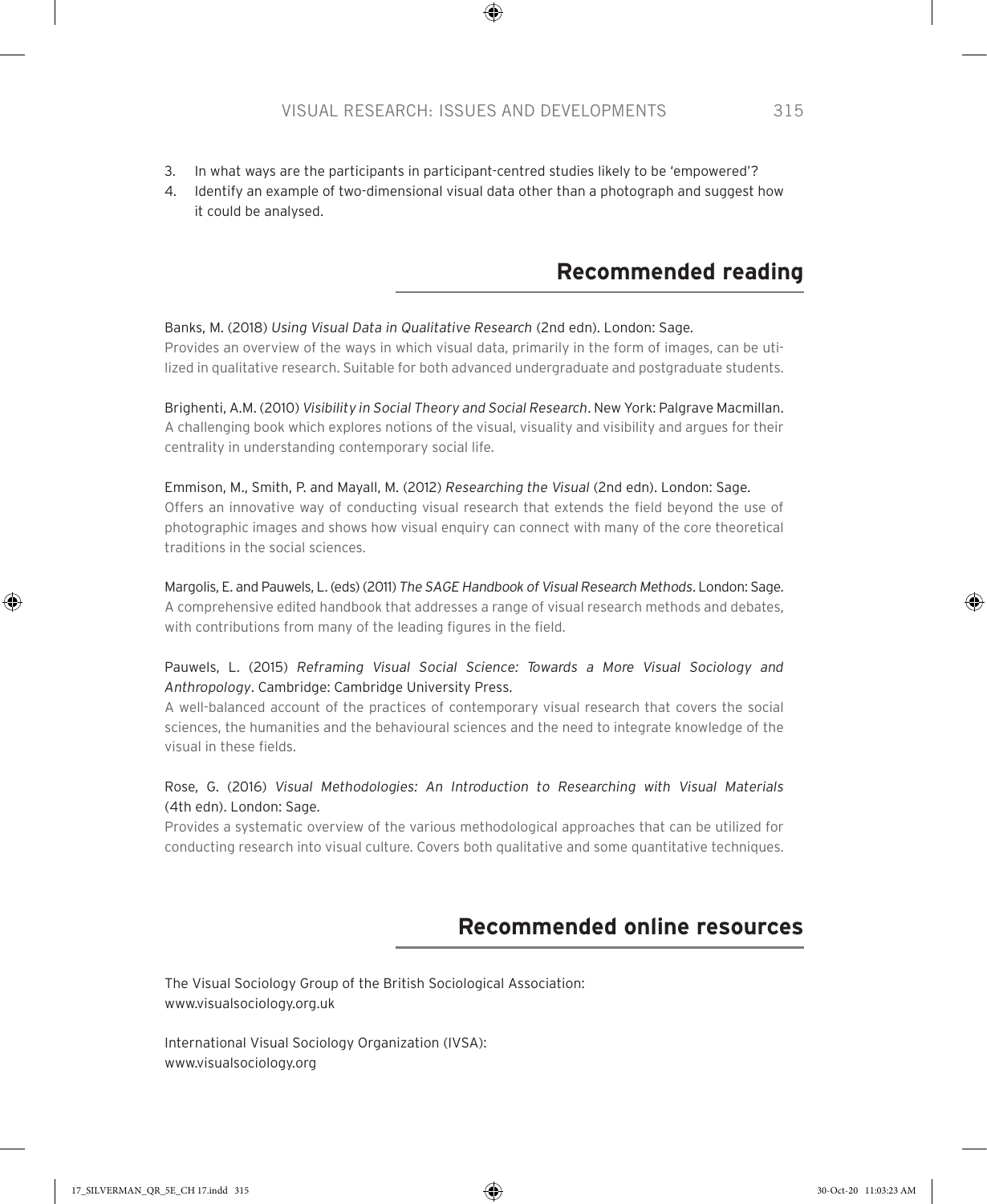3. In what ways are the participants in participant-centred studies likely to be 'empowered'?
4. Identify an example of two-dimensional visual data other than a photograph and suggest how it could be analysed.

## Recommended reading

Banks, M. (2018) *Using Visual Data in Qualitative Research* (2nd edn). London: Sage.
Provides an overview of the ways in which visual data, primarily in the form of images, can be utilized in qualitative research. Suitable for both advanced undergraduate and postgraduate students.

Brighenti, A.M. (2010) *Visibility in Social Theory and Social Research*. New York: Palgrave Macmillan.
A challenging book which explores notions of the visual, visuality and visibility and argues for their centrality in understanding contemporary social life.

Emmison, M., Smith, P. and Mayall, M. (2012) *Researching the Visual* (2nd edn). London: Sage.
Offers an innovative way of conducting visual research that extends the field beyond the use of photographic images and shows how visual enquiry can connect with many of the core theoretical traditions in the social sciences.

Margolis, E. and Pauwels, L. (eds) (2011) *The SAGE Handbook of Visual Research Methods*. London: Sage.
A comprehensive edited handbook that addresses a range of visual research methods and debates, with contributions from many of the leading figures in the field.

Pauwels, L. (2015) *Reframing Visual Social Science: Towards a More Visual Sociology and Anthropology*. Cambridge: Cambridge University Press.
A well-balanced account of the practices of contemporary visual research that covers the social sciences, the humanities and the behavioural sciences and the need to integrate knowledge of the visual in these fields.

Rose, G. (2016) *Visual Methodologies: An Introduction to Researching with Visual Materials* (4th edn). London: Sage.
Provides a systematic overview of the various methodological approaches that can be utilized for conducting research into visual culture. Covers both qualitative and some quantitative techniques.

## Recommended online resources

The Visual Sociology Group of the British Sociological Association:
www.visualsociology.org.uk

International Visual Sociology Organization (IVSA):
www.visualsociology.org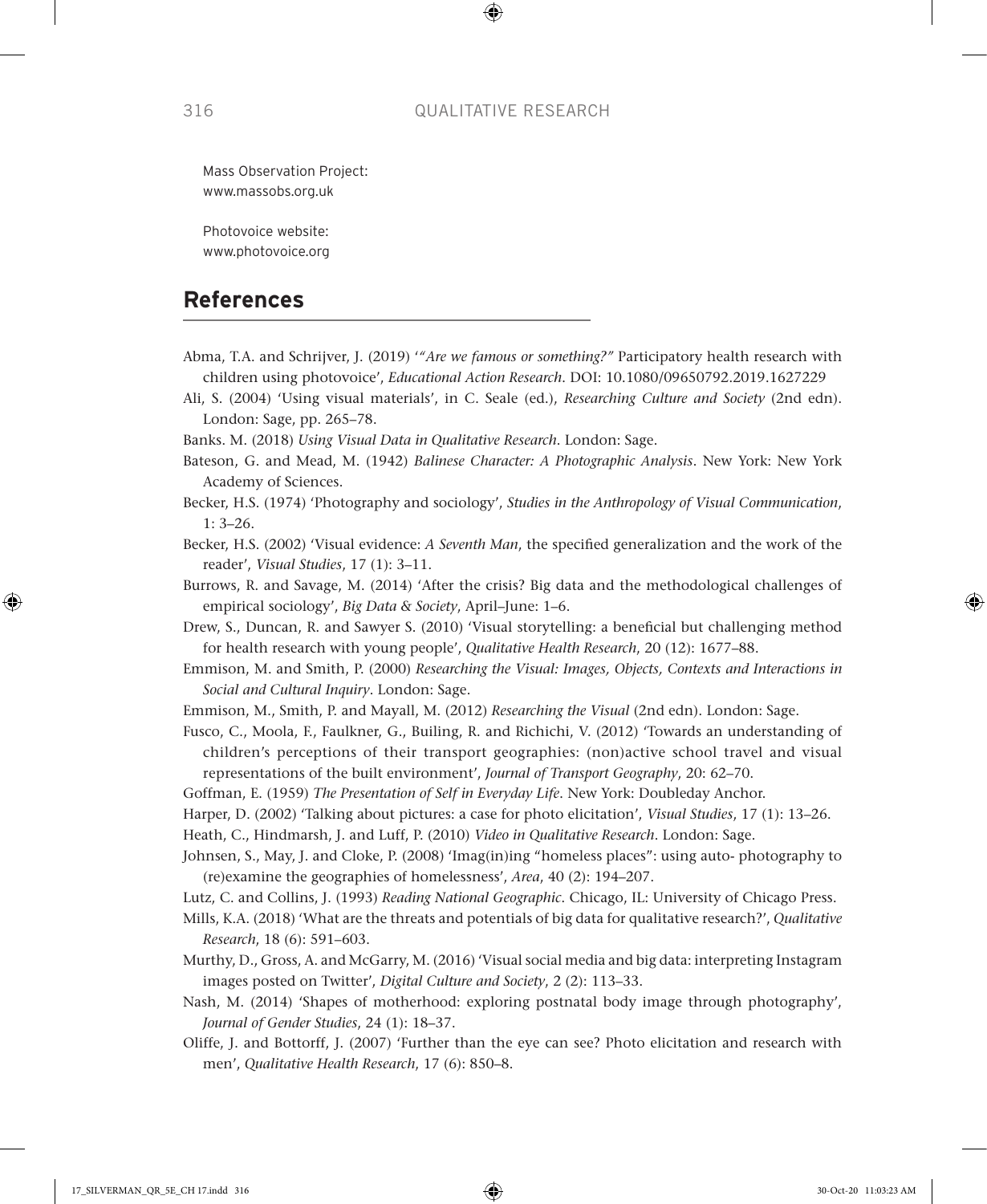Mass Observation Project:
www.massobs.org.uk

Photovoice website:
www.photovoice.org

## References

Abma, T.A. and Schrijver, J. (2019) '*"Are we famous or something?"* Participatory health research with children using photovoice', *Educational Action Research*. DOI: 10.1080/09650792.2019.1627229

Ali, S. (2004) 'Using visual materials', in C. Seale (ed.), *Researching Culture and Society* (2nd edn). London: Sage, pp. 265–78.

Banks. M. (2018) *Using Visual Data in Qualitative Research*. London: Sage.

Bateson, G. and Mead, M. (1942) *Balinese Character: A Photographic Analysis*. New York: New York Academy of Sciences.

Becker, H.S. (1974) 'Photography and sociology', *Studies in the Anthropology of Visual Communication*, 1: 3–26.

Becker, H.S. (2002) 'Visual evidence: *A Seventh Man*, the specified generalization and the work of the reader', *Visual Studies*, 17 (1): 3–11.

Burrows, R. and Savage, M. (2014) 'After the crisis? Big data and the methodological challenges of empirical sociology', *Big Data & Society*, April–June: 1–6.

Drew, S., Duncan, R. and Sawyer S. (2010) 'Visual storytelling: a beneficial but challenging method for health research with young people', *Qualitative Health Research*, 20 (12): 1677–88.

Emmison, M. and Smith, P. (2000) *Researching the Visual: Images, Objects, Contexts and Interactions in Social and Cultural Inquiry*. London: Sage.

Emmison, M., Smith, P. and Mayall, M. (2012) *Researching the Visual* (2nd edn). London: Sage.

Fusco, C., Moola, F., Faulkner, G., Builing, R. and Richichi, V. (2012) 'Towards an understanding of children's perceptions of their transport geographies: (non)active school travel and visual representations of the built environment', *Journal of Transport Geography*, 20: 62–70.

Goffman, E. (1959) *The Presentation of Self in Everyday Life*. New York: Doubleday Anchor.

Harper, D. (2002) 'Talking about pictures: a case for photo elicitation', *Visual Studies*, 17 (1): 13–26.

Heath, C., Hindmarsh, J. and Luff, P. (2010) *Video in Qualitative Research*. London: Sage.

Johnsen, S., May, J. and Cloke, P. (2008) 'Imag(in)ing "homeless places": using auto- photography to (re)examine the geographies of homelessness', *Area*, 40 (2): 194–207.

Lutz, C. and Collins, J. (1993) *Reading National Geographic*. Chicago, IL: University of Chicago Press.

Mills, K.A. (2018) 'What are the threats and potentials of big data for qualitative research?', *Qualitative Research*, 18 (6): 591–603.

Murthy, D., Gross, A. and McGarry, M. (2016) 'Visual social media and big data: interpreting Instagram images posted on Twitter', *Digital Culture and Society*, 2 (2): 113–33.

Nash, M. (2014) 'Shapes of motherhood: exploring postnatal body image through photography', *Journal of Gender Studies*, 24 (1): 18–37.

Oliffe, J. and Bottorff, J. (2007) 'Further than the eye can see? Photo elicitation and research with men', *Qualitative Health Research*, 17 (6): 850–8.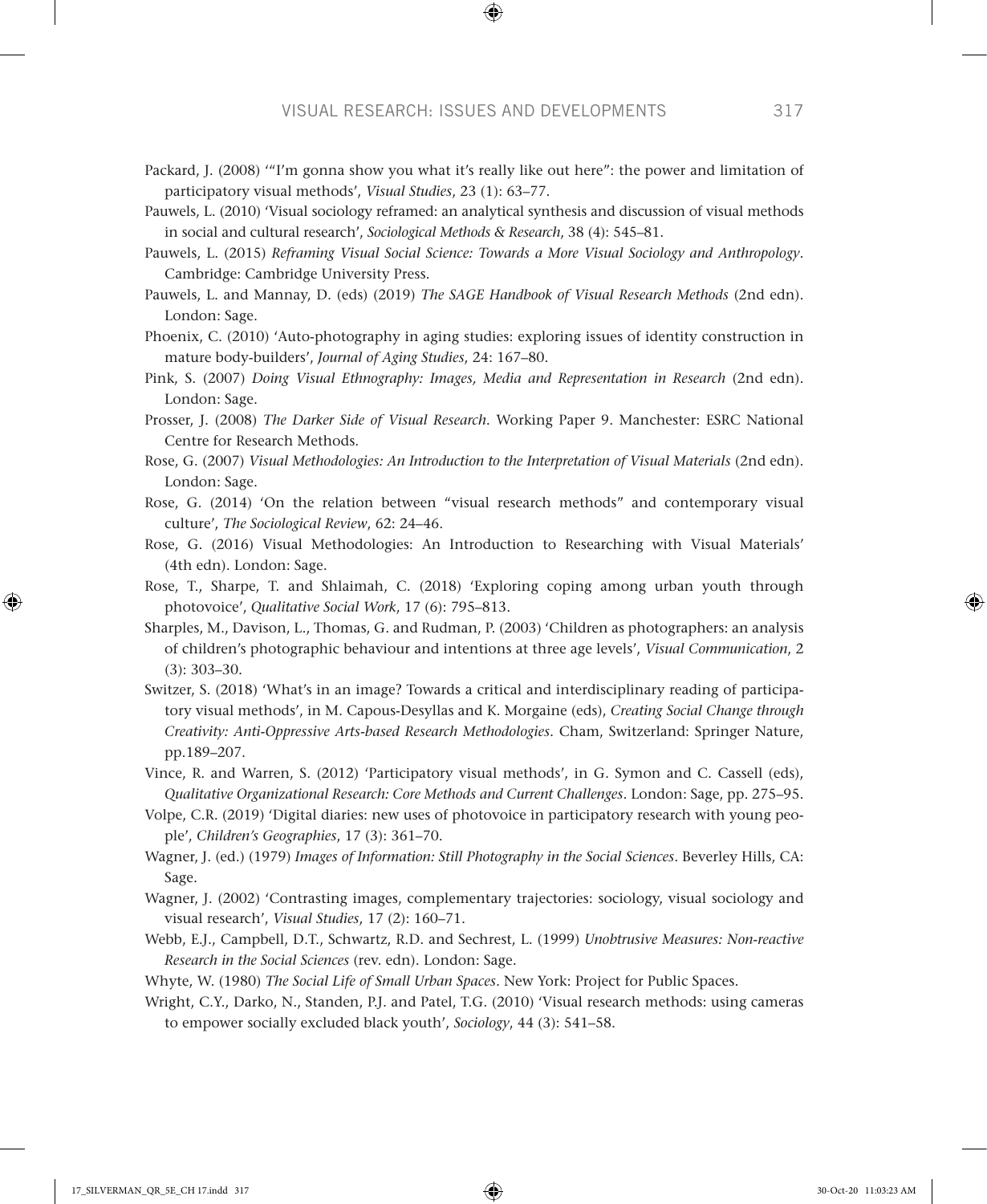Packard, J. (2008) '"I'm gonna show you what it's really like out here": the power and limitation of participatory visual methods', *Visual Studies*, 23 (1): 63–77.

Pauwels, L. (2010) 'Visual sociology reframed: an analytical synthesis and discussion of visual methods in social and cultural research', *Sociological Methods & Research*, 38 (4): 545–81.

Pauwels, L. (2015) *Reframing Visual Social Science: Towards a More Visual Sociology and Anthropology*. Cambridge: Cambridge University Press.

Pauwels, L. and Mannay, D. (eds) (2019) *The SAGE Handbook of Visual Research Methods* (2nd edn). London: Sage.

Phoenix, C. (2010) 'Auto-photography in aging studies: exploring issues of identity construction in mature body-builders', *Journal of Aging Studies*, 24: 167–80.

Pink, S. (2007) *Doing Visual Ethnography: Images, Media and Representation in Research* (2nd edn). London: Sage.

Prosser, J. (2008) *The Darker Side of Visual Research*. Working Paper 9. Manchester: ESRC National Centre for Research Methods.

Rose, G. (2007) *Visual Methodologies: An Introduction to the Interpretation of Visual Materials* (2nd edn). London: Sage.

Rose, G. (2014) 'On the relation between "visual research methods" and contemporary visual culture', *The Sociological Review*, 62: 24–46.

Rose, G. (2016) Visual Methodologies: An Introduction to Researching with Visual Materials' (4th edn). London: Sage.

Rose, T., Sharpe, T. and Shlaimah, C. (2018) 'Exploring coping among urban youth through photovoice', *Qualitative Social Work*, 17 (6): 795–813.

Sharples, M., Davison, L., Thomas, G. and Rudman, P. (2003) 'Children as photographers: an analysis of children's photographic behaviour and intentions at three age levels', *Visual Communication*, 2 (3): 303–30.

Switzer, S. (2018) 'What's in an image? Towards a critical and interdisciplinary reading of participatory visual methods', in M. Capous-Desyllas and K. Morgaine (eds), *Creating Social Change through Creativity: Anti-Oppressive Arts-based Research Methodologies*. Cham, Switzerland: Springer Nature, pp.189–207.

Vince, R. and Warren, S. (2012) 'Participatory visual methods', in G. Symon and C. Cassell (eds), *Qualitative Organizational Research: Core Methods and Current Challenges*. London: Sage, pp. 275–95.

Volpe, C.R. (2019) 'Digital diaries: new uses of photovoice in participatory research with young people', *Children's Geographies*, 17 (3): 361–70.

Wagner, J. (ed.) (1979) *Images of Information: Still Photography in the Social Sciences*. Beverley Hills, CA: Sage.

Wagner, J. (2002) 'Contrasting images, complementary trajectories: sociology, visual sociology and visual research', *Visual Studies*, 17 (2): 160–71.

Webb, E.J., Campbell, D.T., Schwartz, R.D. and Sechrest, L. (1999) *Unobtrusive Measures: Non-reactive Research in the Social Sciences* (rev. edn). London: Sage.

Whyte, W. (1980) *The Social Life of Small Urban Spaces*. New York: Project for Public Spaces.

Wright, C.Y., Darko, N., Standen, P.J. and Patel, T.G. (2010) 'Visual research methods: using cameras to empower socially excluded black youth', *Sociology*, 44 (3): 541–58.